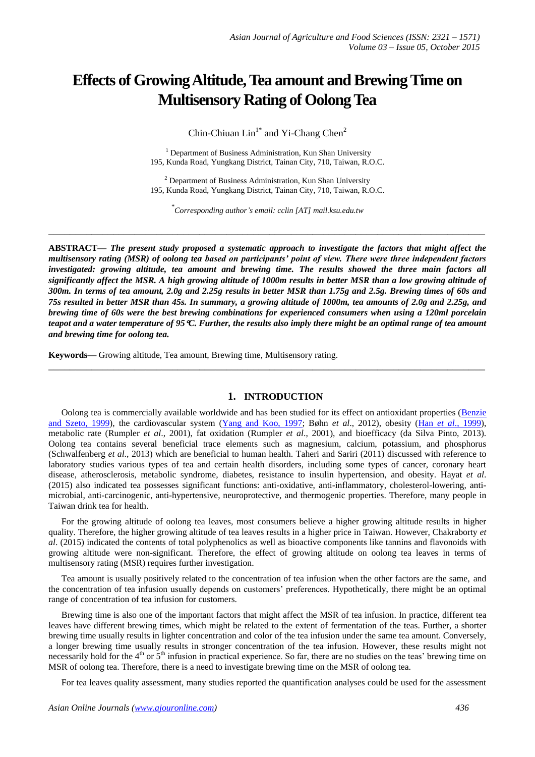# Effects of Growing Altitude, Tea amount and Brewing Time on Multisensory Rating of Oolong Tea

Chin-Chiuan Lin[1*] and Yi-Chang Chen[2]

[1] Department of Business Administration, Kun Shan University
195, Kunda Road, Yungkang District, Tainan City, 710, Taiwan, R.O.C.

[2] Department of Business Administration, Kun Shan University
195, Kunda Road, Yungkang District, Tainan City, 710, Taiwan, R.O.C.

[*] *Corresponding author's email: cclin [AT] mail.ksu.edu.tw*

---

**ABSTRACT—** ***The present study proposed a systematic approach to investigate the factors that might affect the multisensory rating (MSR) of oolong tea based on participants' point of view. There were three independent factors investigated: growing altitude, tea amount and brewing time. The results showed the three main factors all significantly affect the MSR. A high growing altitude of 1000m results in better MSR than a low growing altitude of 300m. In terms of tea amount, 2.0g and 2.25g results in better MSR than 1.75g and 2.5g. Brewing times of 60s and 75s resulted in better MSR than 45s. In summary, a growing altitude of 1000m, tea amounts of 2.0g and 2.25g, and brewing time of 60s were the best brewing combinations for experienced consumers when using a 120ml porcelain teapot and a water temperature of 95℃. Further, the results also imply there might be an optimal range of tea amount and brewing time for oolong tea.***

**Keywords—** Growing altitude, Tea amount, Brewing time, Multisensory rating.

---

## 1. INTRODUCTION

Oolong tea is commercially available worldwide and has been studied for its effect on antioxidant properties (Benzie and Szeto, 1999), the cardiovascular system (Yang and Koo, 1997; Bøhn *et al*., 2012), obesity (Han *et al*., 1999), metabolic rate (Rumpler *et al*., 2001), fat oxidation (Rumpler *et al*., 2001), and bioefficacy (da Silva Pinto, 2013). Oolong tea contains several beneficial trace elements such as magnesium, calcium, potassium, and phosphorus (Schwalfenberg *et al*., 2013) which are beneficial to human health. Taheri and Sariri (2011) discussed with reference to laboratory studies various types of tea and certain health disorders, including some types of cancer, coronary heart disease, atherosclerosis, metabolic syndrome, diabetes, resistance to insulin hypertension, and obesity. Hayat *et al*. (2015) also indicated tea possesses significant functions: anti-oxidative, anti-inflammatory, cholesterol-lowering, anti-microbial, anti-carcinogenic, anti-hypertensive, neuroprotective, and thermogenic properties. Therefore, many people in Taiwan drink tea for health.

For the growing altitude of oolong tea leaves, most consumers believe a higher growing altitude results in higher quality. Therefore, the higher growing altitude of tea leaves results in a higher price in Taiwan. However, Chakraborty *et al*. (2015) indicated the contents of total polyphenolics as well as bioactive components like tannins and flavonoids with growing altitude were non-significant. Therefore, the effect of growing altitude on oolong tea leaves in terms of multisensory rating (MSR) requires further investigation.

Tea amount is usually positively related to the concentration of tea infusion when the other factors are the same, and the concentration of tea infusion usually depends on customers' preferences. Hypothetically, there might be an optimal range of concentration of tea infusion for customers.

Brewing time is also one of the important factors that might affect the MSR of tea infusion. In practice, different tea leaves have different brewing times, which might be related to the extent of fermentation of the teas. Further, a shorter brewing time usually results in lighter concentration and color of the tea infusion under the same tea amount. Conversely, a longer brewing time usually results in stronger concentration of the tea infusion. However, these results might not necessarily hold for the 4th or 5th infusion in practical experience. So far, there are no studies on the teas' brewing time on MSR of oolong tea. Therefore, there is a need to investigate brewing time on the MSR of oolong tea.

For tea leaves quality assessment, many studies reported the quantification analyses could be used for the assessment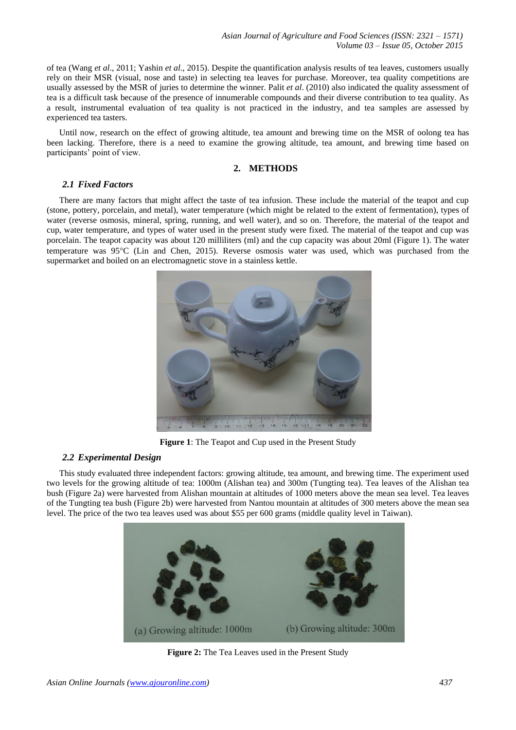of tea (Wang *et al*., 2011; Yashin *et al*., 2015). Despite the quantification analysis results of tea leaves, customers usually rely on their MSR (visual, nose and taste) in selecting tea leaves for purchase. Moreover, tea quality competitions are usually assessed by the MSR of juries to determine the winner. Palit *et al*. (2010) also indicated the quality assessment of tea is a difficult task because of the presence of innumerable compounds and their diverse contribution to tea quality. As a result, instrumental evaluation of tea quality is not practiced in the industry, and tea samples are assessed by experienced tea tasters.

Until now, research on the effect of growing altitude, tea amount and brewing time on the MSR of oolong tea has been lacking. Therefore, there is a need to examine the growing altitude, tea amount, and brewing time based on participants' point of view.

## 2. METHODS

### 2.1 Fixed Factors

There are many factors that might affect the taste of tea infusion. These include the material of the teapot and cup (stone, pottery, porcelain, and metal), water temperature (which might be related to the extent of fermentation), types of water (reverse osmosis, mineral, spring, running, and well water), and so on. Therefore, the material of the teapot and cup, water temperature, and types of water used in the present study were fixed. The material of the teapot and cup was porcelain. The teapot capacity was about 120 milliliters (ml) and the cup capacity was about 20ml (Figure 1). The water temperature was 95°C (Lin and Chen, 2015). Reverse osmosis water was used, which was purchased from the supermarket and boiled on an electromagnetic stove in a stainless kettle.

**Figure 1**: The Teapot and Cup used in the Present Study

### 2.2 Experimental Design

This study evaluated three independent factors: growing altitude, tea amount, and brewing time. The experiment used two levels for the growing altitude of tea: 1000m (Alishan tea) and 300m (Tungting tea). Tea leaves of the Alishan tea bush (Figure 2a) were harvested from Alishan mountain at altitudes of 1000 meters above the mean sea level. Tea leaves of the Tungting tea bush (Figure 2b) were harvested from Nantou mountain at altitudes of 300 meters above the mean sea level. The price of the two tea leaves used was about $55 per 600 grams (middle quality level in Taiwan).

(a) Growing altitude: 1000m (b) Growing altitude: 300m

**Figure 2:** The Tea Leaves used in the Present Study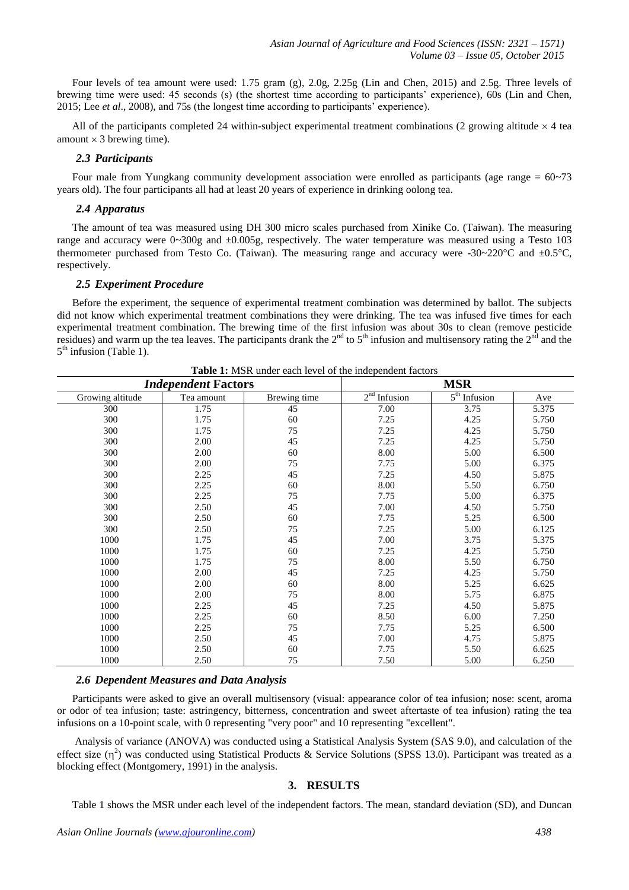Four levels of tea amount were used: 1.75 gram (g), 2.0g, 2.25g (Lin and Chen, 2015) and 2.5g. Three levels of brewing time were used: 45 seconds (s) (the shortest time according to participants' experience), 60s (Lin and Chen, 2015; Lee *et al*., 2008), and 75s (the longest time according to participants' experience).

All of the participants completed 24 within-subject experimental treatment combinations (2 growing altitude $\times$ 4 tea amount $\times$ 3 brewing time).

### *2.3 Participants*

Four male from Yungkang community development association were enrolled as participants (age range = 60~73 years old). The four participants all had at least 20 years of experience in drinking oolong tea.

### *2.4 Apparatus*

The amount of tea was measured using DH 300 micro scales purchased from Xinike Co. (Taiwan). The measuring range and accuracy were 0~300g and ±0.005g, respectively. The water temperature was measured using a Testo 103 thermometer purchased from Testo Co. (Taiwan). The measuring range and accuracy were -30~220°C and ±0.5°C, respectively.

### *2.5 Experiment Procedure*

Before the experiment, the sequence of experimental treatment combination was determined by ballot. The subjects did not know which experimental treatment combinations they were drinking. The tea was infused five times for each experimental treatment combination. The brewing time of the first infusion was about 30s to clean (remove pesticide residues) and warm up the tea leaves. The participants drank the 2nd to 5th infusion and multisensory rating the 2nd and the 5th infusion (Table 1).

**Table 1:** MSR under each level of the independent factors

| ***Independent* Factors** | | | **MSR** | | |
|---|---|---|---|---|---|
| Growing altitude | Tea amount | Brewing time | 2nd Infusion | 5th Infusion | Ave |
| 300 | 1.75 | 45 | 7.00 | 3.75 | 5.375 |
| 300 | 1.75 | 60 | 7.25 | 4.25 | 5.750 |
| 300 | 1.75 | 75 | 7.25 | 4.25 | 5.750 |
| 300 | 2.00 | 45 | 7.25 | 4.25 | 5.750 |
| 300 | 2.00 | 60 | 8.00 | 5.00 | 6.500 |
| 300 | 2.00 | 75 | 7.75 | 5.00 | 6.375 |
| 300 | 2.25 | 45 | 7.25 | 4.50 | 5.875 |
| 300 | 2.25 | 60 | 8.00 | 5.50 | 6.750 |
| 300 | 2.25 | 75 | 7.75 | 5.00 | 6.375 |
| 300 | 2.50 | 45 | 7.00 | 4.50 | 5.750 |
| 300 | 2.50 | 60 | 7.75 | 5.25 | 6.500 |
| 300 | 2.50 | 75 | 7.25 | 5.00 | 6.125 |
| 1000 | 1.75 | 45 | 7.00 | 3.75 | 5.375 |
| 1000 | 1.75 | 60 | 7.25 | 4.25 | 5.750 |
| 1000 | 1.75 | 75 | 8.00 | 5.50 | 6.750 |
| 1000 | 2.00 | 45 | 7.25 | 4.25 | 5.750 |
| 1000 | 2.00 | 60 | 8.00 | 5.25 | 6.625 |
| 1000 | 2.00 | 75 | 8.00 | 5.75 | 6.875 |
| 1000 | 2.25 | 45 | 7.25 | 4.50 | 5.875 |
| 1000 | 2.25 | 60 | 8.50 | 6.00 | 7.250 |
| 1000 | 2.25 | 75 | 7.75 | 5.25 | 6.500 |
| 1000 | 2.50 | 45 | 7.00 | 4.75 | 5.875 |
| 1000 | 2.50 | 60 | 7.75 | 5.50 | 6.625 |
| 1000 | 2.50 | 75 | 7.50 | 5.00 | 6.250 |

### *2.6 Dependent Measures and Data Analysis*

Participants were asked to give an overall multisensory (visual: appearance color of tea infusion; nose: scent, aroma or odor of tea infusion; taste: astringency, bitterness, concentration and sweet aftertaste of tea infusion) rating the tea infusions on a 10-point scale, with 0 representing "very poor" and 10 representing "excellent".

Analysis of variance (ANOVA) was conducted using a Statistical Analysis System (SAS 9.0), and calculation of the effect size ($\eta^2$) was conducted using Statistical Products & Service Solutions (SPSS 13.0). Participant was treated as a blocking effect (Montgomery, 1991) in the analysis.

## 3. RESULTS

Table 1 shows the MSR under each level of the independent factors. The mean, standard deviation (SD), and Duncan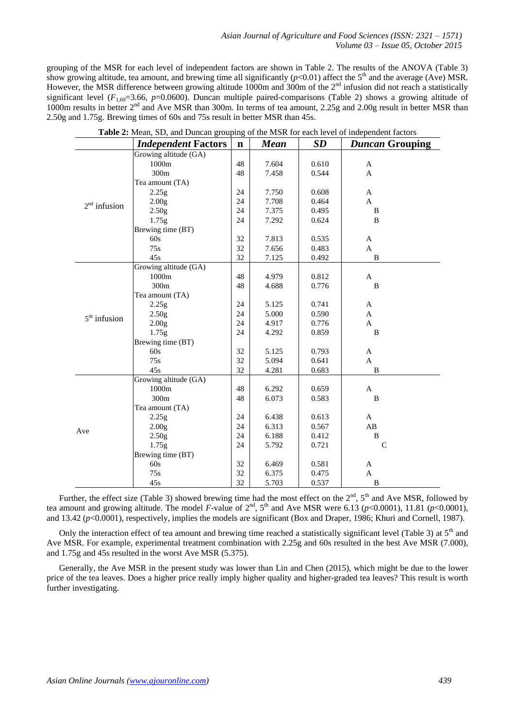grouping of the MSR for each level of independent factors are shown in Table 2. The results of the ANOVA (Table 3) show growing altitude, tea amount, and brewing time all significantly ($p$<0.01) affect the 5th and the average (Ave) MSR. However, the MSR difference between growing altitude 1000m and 300m of the 2nd infusion did not reach a statistically significant level ($F_{1,69}$=3.66, $p$=0.0600). Duncan multiple paired-comparisons (Table 2) shows a growing altitude of 1000m results in better 2nd and Ave MSR than 300m. In terms of tea amount, 2.25g and 2.00g result in better MSR than 2.50g and 1.75g. Brewing times of 60s and 75s result in better MSR than 45s.

**Table 2:** Mean, SD, and Duncan grouping of the MSR for each level of independent factors

| | *Independent* **Factors** | **n** | ***Mean*** | ***SD*** | ***Duncan* Grouping** |
|---|---|---|---|---|---|
| 2nd infusion | Growing altitude (GA) | | | | |
| | 1000m | 48 | 7.604 | 0.610 | A |
| | 300m | 48 | 7.458 | 0.544 | A |
| | Tea amount (TA) | | | | |
| | 2.25g | 24 | 7.750 | 0.608 | A |
| | 2.00g | 24 | 7.708 | 0.464 | A |
| | 2.50g | 24 | 7.375 | 0.495 | B |
| | 1.75g | 24 | 7.292 | 0.624 | B |
| | Brewing time (BT) | | | | |
| | 60s | 32 | 7.813 | 0.535 | A |
| | 75s | 32 | 7.656 | 0.483 | A |
| | 45s | 32 | 7.125 | 0.492 | B |
| 5th infusion | Growing altitude (GA) | | | | |
| | 1000m | 48 | 4.979 | 0.812 | A |
| | 300m | 48 | 4.688 | 0.776 | B |
| | Tea amount (TA) | | | | |
| | 2.25g | 24 | 5.125 | 0.741 | A |
| | 2.50g | 24 | 5.000 | 0.590 | A |
| | 2.00g | 24 | 4.917 | 0.776 | A |
| | 1.75g | 24 | 4.292 | 0.859 | B |
| | Brewing time (BT) | | | | |
| | 60s | 32 | 5.125 | 0.793 | A |
| | 75s | 32 | 5.094 | 0.641 | A |
| | 45s | 32 | 4.281 | 0.683 | B |
| Ave | Growing altitude (GA) | | | | |
| | 1000m | 48 | 6.292 | 0.659 | A |
| | 300m | 48 | 6.073 | 0.583 | B |
| | Tea amount (TA) | | | | |
| | 2.25g | 24 | 6.438 | 0.613 | A |
| | 2.00g | 24 | 6.313 | 0.567 | AB |
| | 2.50g | 24 | 6.188 | 0.412 | B |
| | 1.75g | 24 | 5.792 | 0.721 | C |
| | Brewing time (BT) | | | | |
| | 60s | 32 | 6.469 | 0.581 | A |
| | 75s | 32 | 6.375 | 0.475 | A |
| | 45s | 32 | 5.703 | 0.537 | B |

Further, the effect size (Table 3) showed brewing time had the most effect on the 2nd, 5th and Ave MSR, followed by tea amount and growing altitude. The model $F$-value of 2nd, 5th and Ave MSR were 6.13 ($p$<0.0001), 11.81 ($p$<0.0001), and 13.42 ($p$<0.0001), respectively, implies the models are significant (Box and Draper, 1986; Khuri and Cornell, 1987).

Only the interaction effect of tea amount and brewing time reached a statistically significant level (Table 3) at 5th and Ave MSR. For example, experimental treatment combination with 2.25g and 60s resulted in the best Ave MSR (7.000), and 1.75g and 45s resulted in the worst Ave MSR (5.375).

Generally, the Ave MSR in the present study was lower than Lin and Chen (2015), which might be due to the lower price of the tea leaves. Does a higher price really imply higher quality and higher-graded tea leaves? This result is worth further investigating.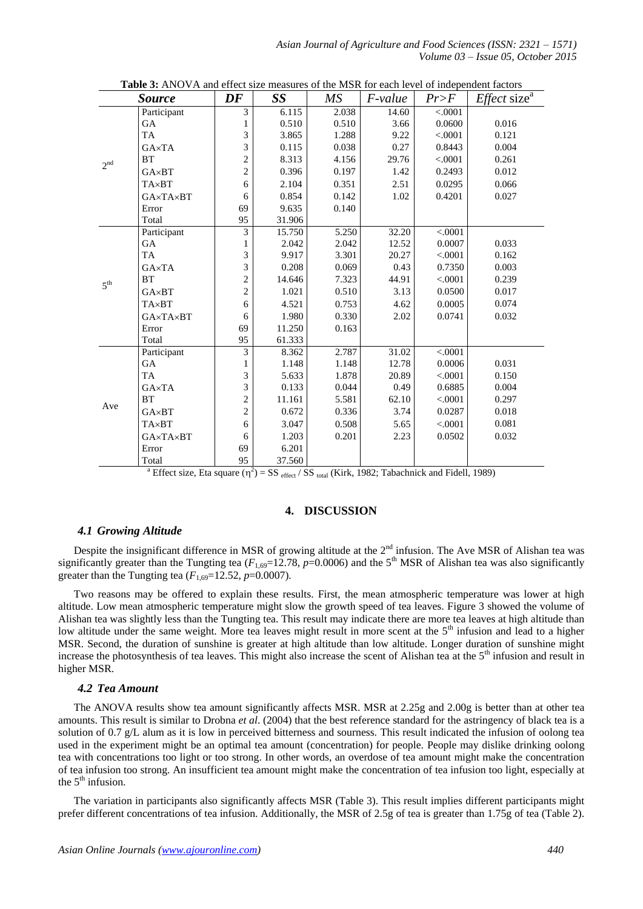**Table 3:** ANOVA and effect size measures of the MSR for each level of independent factors

| *Source* | | *DF* | *SS* | *MS* | *F-value* | *Pr>F* | *Effect* size[a] |
|---|---|---|---|---|---|---|---|
| 2[nd] | Participant | 3 | 6.115 | 2.038 | 14.60 | <.0001 | |
| | GA | 1 | 0.510 | 0.510 | 3.66 | 0.0600 | 0.016 |
| | TA | 3 | 3.865 | 1.288 | 9.22 | <.0001 | 0.121 |
| | GA×TA | 3 | 0.115 | 0.038 | 0.27 | 0.8443 | 0.004 |
| | BT | 2 | 8.313 | 4.156 | 29.76 | <.0001 | 0.261 |
| | GA×BT | 2 | 0.396 | 0.197 | 1.42 | 0.2493 | 0.012 |
| | TA×BT | 6 | 2.104 | 0.351 | 2.51 | 0.0295 | 0.066 |
| | GA×TA×BT | 6 | 0.854 | 0.142 | 1.02 | 0.4201 | 0.027 |
| | Error | 69 | 9.635 | 0.140 | | | |
| | Total | 95 | 31.906 | | | | |
| 5[th] | Participant | 3 | 15.750 | 5.250 | 32.20 | <.0001 | |
| | GA | 1 | 2.042 | 2.042 | 12.52 | 0.0007 | 0.033 |
| | TA | 3 | 9.917 | 3.301 | 20.27 | <.0001 | 0.162 |
| | GA×TA | 3 | 0.208 | 0.069 | 0.43 | 0.7350 | 0.003 |
| | BT | 2 | 14.646 | 7.323 | 44.91 | <.0001 | 0.239 |
| | GA×BT | 2 | 1.021 | 0.510 | 3.13 | 0.0500 | 0.017 |
| | TA×BT | 6 | 4.521 | 0.753 | 4.62 | 0.0005 | 0.074 |
| | GA×TA×BT | 6 | 1.980 | 0.330 | 2.02 | 0.0741 | 0.032 |
| | Error | 69 | 11.250 | 0.163 | | | |
| | Total | 95 | 61.333 | | | | |
| Ave | Participant | 3 | 8.362 | 2.787 | 31.02 | <.0001 | |
| | GA | 1 | 1.148 | 1.148 | 12.78 | 0.0006 | 0.031 |
| | TA | 3 | 5.633 | 1.878 | 20.89 | <.0001 | 0.150 |
| | GA×TA | 3 | 0.133 | 0.044 | 0.49 | 0.6885 | 0.004 |
| | BT | 2 | 11.161 | 5.581 | 62.10 | <.0001 | 0.297 |
| | GA×BT | 2 | 0.672 | 0.336 | 3.74 | 0.0287 | 0.018 |
| | TA×BT | 6 | 3.047 | 0.508 | 5.65 | <.0001 | 0.081 |
| | GA×TA×BT | 6 | 1.203 | 0.201 | 2.23 | 0.0502 | 0.032 |
| | Error | 69 | 6.201 | | | | |
| | Total | 95 | 37.560 | | | | |

[a] Effect size, Eta square ($\eta^2$) = $SS_{effect}$ / $SS_{total}$ (Kirk, 1982; Tabachnick and Fidell, 1989)

## 4. DISCUSSION

### *4.1 Growing Altitude*

Despite the insignificant difference in MSR of growing altitude at the 2[nd] infusion. The Ave MSR of Alishan tea was significantly greater than the Tungting tea ($F_{1,69}$=12.78, $p$=0.0006) and the 5[th] MSR of Alishan tea was also significantly greater than the Tungting tea ($F_{1,69}$=12.52, $p$=0.0007).

Two reasons may be offered to explain these results. First, the mean atmospheric temperature was lower at high altitude. Low mean atmospheric temperature might slow the growth speed of tea leaves. Figure 3 showed the volume of Alishan tea was slightly less than the Tungting tea. This result may indicate there are more tea leaves at high altitude than low altitude under the same weight. More tea leaves might result in more scent at the 5[th] infusion and lead to a higher MSR. Second, the duration of sunshine is greater at high altitude than low altitude. Longer duration of sunshine might increase the photosynthesis of tea leaves. This might also increase the scent of Alishan tea at the 5[th] infusion and result in higher MSR.

### *4.2 Tea Amount*

The ANOVA results show tea amount significantly affects MSR. MSR at 2.25g and 2.00g is better than at other tea amounts. This result is similar to Drobna *et al*. (2004) that the best reference standard for the astringency of black tea is a solution of 0.7 g/L alum as it is low in perceived bitterness and sourness. This result indicated the infusion of oolong tea used in the experiment might be an optimal tea amount (concentration) for people. People may dislike drinking oolong tea with concentrations too light or too strong. In other words, an overdose of tea amount might make the concentration of tea infusion too strong. An insufficient tea amount might make the concentration of tea infusion too light, especially at the 5[th] infusion.

The variation in participants also significantly affects MSR (Table 3). This result implies different participants might prefer different concentrations of tea infusion. Additionally, the MSR of 2.5g of tea is greater than 1.75g of tea (Table 2).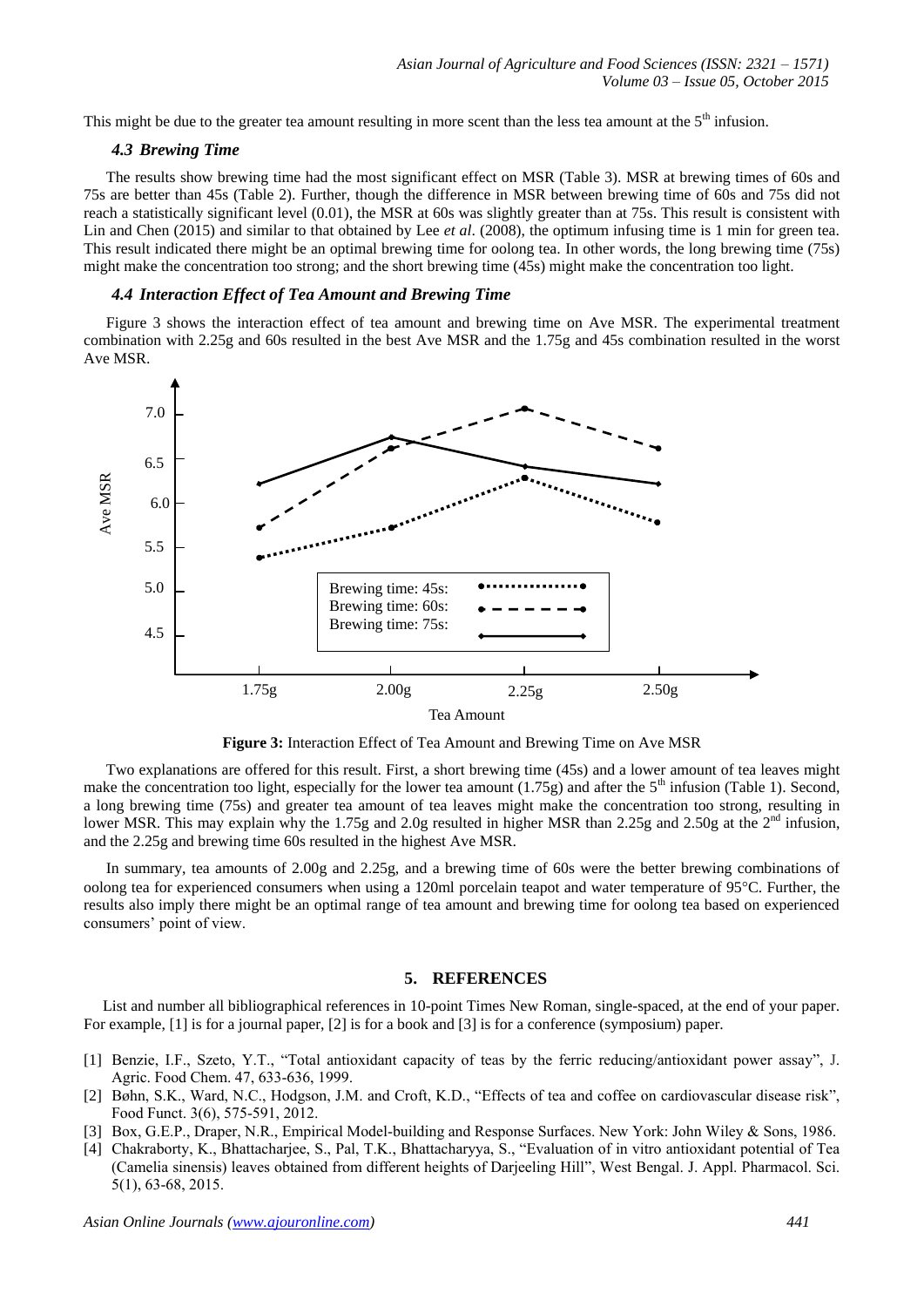This might be due to the greater tea amount resulting in more scent than the less tea amount at the 5th infusion.

### *4.3 Brewing Time*

The results show brewing time had the most significant effect on MSR (Table 3). MSR at brewing times of 60s and 75s are better than 45s (Table 2). Further, though the difference in MSR between brewing time of 60s and 75s did not reach a statistically significant level (0.01), the MSR at 60s was slightly greater than at 75s. This result is consistent with Lin and Chen (2015) and similar to that obtained by Lee *et al*. (2008), the optimum infusing time is 1 min for green tea. This result indicated there might be an optimal brewing time for oolong tea. In other words, the long brewing time (75s) might make the concentration too strong; and the short brewing time (45s) might make the concentration too light.

### *4.4 Interaction Effect of Tea Amount and Brewing Time*

Figure 3 shows the interaction effect of tea amount and brewing time on Ave MSR. The experimental treatment combination with 2.25g and 60s resulted in the best Ave MSR and the 1.75g and 45s combination resulted in the worst Ave MSR.

**Figure 3:** Interaction Effect of Tea Amount and Brewing Time on Ave MSR

Two explanations are offered for this result. First, a short brewing time (45s) and a lower amount of tea leaves might make the concentration too light, especially for the lower tea amount (1.75g) and after the 5th infusion (Table 1). Second, a long brewing time (75s) and greater tea amount of tea leaves might make the concentration too strong, resulting in lower MSR. This may explain why the 1.75g and 2.0g resulted in higher MSR than 2.25g and 2.50g at the 2nd infusion, and the 2.25g and brewing time 60s resulted in the highest Ave MSR.

In summary, tea amounts of 2.00g and 2.25g, and a brewing time of 60s were the better brewing combinations of oolong tea for experienced consumers when using a 120ml porcelain teapot and water temperature of 95°C. Further, the results also imply there might be an optimal range of tea amount and brewing time for oolong tea based on experienced consumers' point of view.

## 5. REFERENCES

List and number all bibliographical references in 10-point Times New Roman, single-spaced, at the end of your paper. For example, [1] is for a journal paper, [2] is for a book and [3] is for a conference (symposium) paper.

[1] Benzie, I.F., Szeto, Y.T., "Total antioxidant capacity of teas by the ferric reducing/antioxidant power assay", J. Agric. Food Chem. 47, 633-636, 1999.

[2] Bøhn, S.K., Ward, N.C., Hodgson, J.M. and Croft, K.D., "Effects of tea and coffee on cardiovascular disease risk", Food Funct. 3(6), 575-591, 2012.

[3] Box, G.E.P., Draper, N.R., Empirical Model-building and Response Surfaces. New York: John Wiley & Sons, 1986.

[4] Chakraborty, K., Bhattacharjee, S., Pal, T.K., Bhattacharyya, S., "Evaluation of in vitro antioxidant potential of Tea (Camelia sinensis) leaves obtained from different heights of Darjeeling Hill", West Bengal. J. Appl. Pharmacol. Sci. 5(1), 63-68, 2015.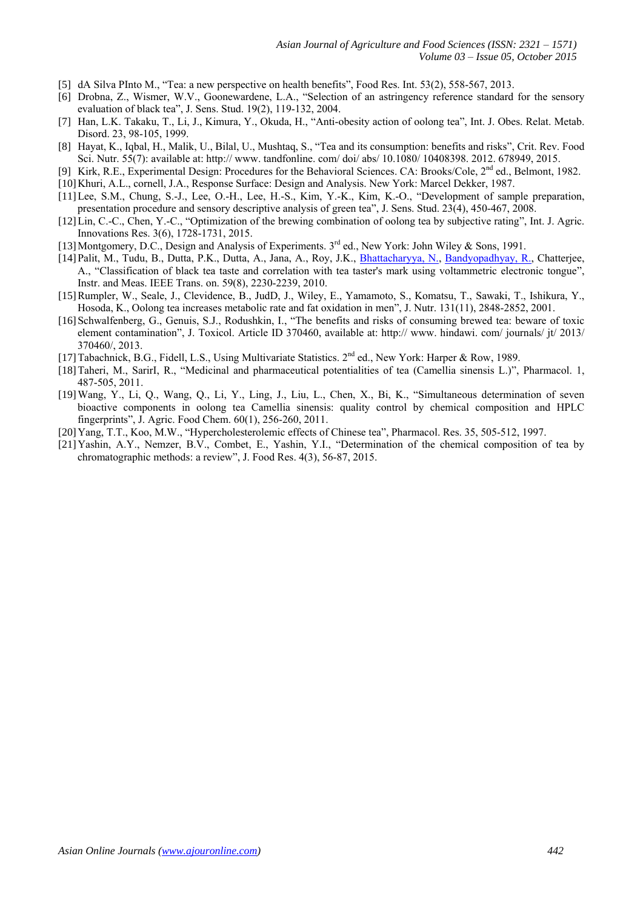[5] dA Silva PInto M., "Tea: a new perspective on health benefits", Food Res. Int. 53(2), 558-567, 2013.

[6] Drobna, Z., Wismer, W.V., Goonewardene, L.A., "Selection of an astringency reference standard for the sensory evaluation of black tea", J. Sens. Stud. 19(2), 119-132, 2004.

[7] Han, L.K. Takaku, T., Li, J., Kimura, Y., Okuda, H., "Anti-obesity action of oolong tea", Int. J. Obes. Relat. Metab. Disord. 23, 98-105, 1999.

[8] Hayat, K., Iqbal, H., Malik, U., Bilal, U., Mushtaq, S., "Tea and its consumption: benefits and risks", Crit. Rev. Food Sci. Nutr. 55(7): available at: http:// www. tandfonline. com/ doi/ abs/ 10.1080/ 10408398. 2012. 678949, 2015.

[9] Kirk, R.E., Experimental Design: Procedures for the Behavioral Sciences. CA: Brooks/Cole, 2nd ed., Belmont, 1982.

[10] Khuri, A.L., cornell, J.A., Response Surface: Design and Analysis. New York: Marcel Dekker, 1987.

[11] Lee, S.M., Chung, S.-J., Lee, O.-H., Lee, H.-S., Kim, Y.-K., Kim, K.-O., "Development of sample preparation, presentation procedure and sensory descriptive analysis of green tea", J. Sens. Stud. 23(4), 450-467, 2008.

[12] Lin, C.-C., Chen, Y.-C., "Optimization of the brewing combination of oolong tea by subjective rating", Int. J. Agric. Innovations Res. 3(6), 1728-1731, 2015.

[13] Montgomery, D.C., Design and Analysis of Experiments. 3rd ed., New York: John Wiley & Sons, 1991.

[14] Palit, M., Tudu, B., Dutta, P.K., Dutta, A., Jana, A., Roy, J.K., Bhattacharyya, N., Bandyopadhyay, R., Chatterjee, A., "Classification of black tea taste and correlation with tea taster's mark using voltammetric electronic tongue", Instr. and Meas. IEEE Trans. on. 59(8), 2230-2239, 2010.

[15] Rumpler, W., Seale, J., Clevidence, B., JudD, J., Wiley, E., Yamamoto, S., Komatsu, T., Sawaki, T., Ishikura, Y., Hosoda, K., Oolong tea increases metabolic rate and fat oxidation in men", J. Nutr. 131(11), 2848-2852, 2001.

[16] Schwalfenberg, G., Genuis, S.J., Rodushkin, I., "The benefits and risks of consuming brewed tea: beware of toxic element contamination", J. Toxicol. Article ID 370460, available at: http:// www. hindawi. com/ journals/ jt/ 2013/ 370460/, 2013.

[17] Tabachnick, B.G., Fidell, L.S., Using Multivariate Statistics. 2nd ed., New York: Harper & Row, 1989.

[18] Taheri, M., SarirI, R., "Medicinal and pharmaceutical potentialities of tea (Camellia sinensis L.)", Pharmacol. 1, 487-505, 2011.

[19] Wang, Y., Li, Q., Wang, Q., Li, Y., Ling, J., Liu, L., Chen, X., Bi, K., "Simultaneous determination of seven bioactive components in oolong tea Camellia sinensis: quality control by chemical composition and HPLC fingerprints", J. Agric. Food Chem. 60(1), 256-260, 2011.

[20] Yang, T.T., Koo, M.W., "Hypercholesterolemic effects of Chinese tea", Pharmacol. Res. 35, 505-512, 1997.

[21] Yashin, A.Y., Nemzer, B.V., Combet, E., Yashin, Y.I., "Determination of the chemical composition of tea by chromatographic methods: a review", J. Food Res. 4(3), 56-87, 2015.